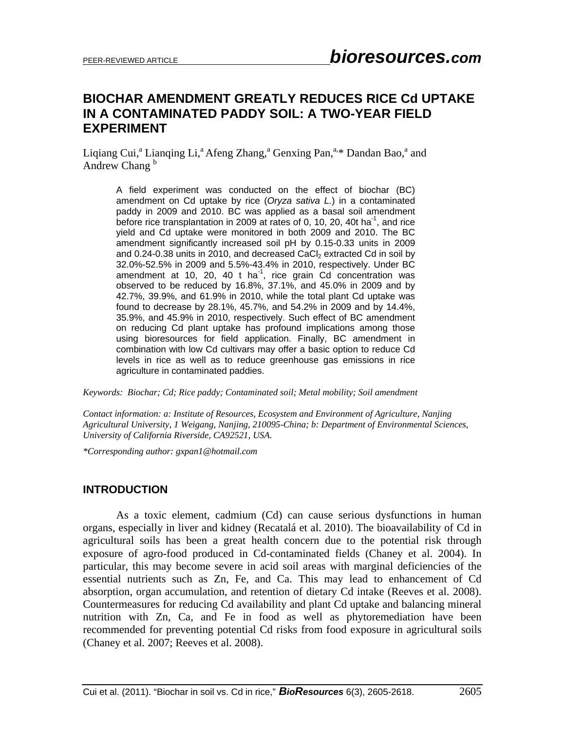# BIOCHAR AMENDMENT GREATLY REDUCES RICE Cd UPTAKE IN A CONTAMINATED PADDY SOIL: A TWO-YEAR FIELD EXPERIMENT

Liqiang Cui,[a] Lianqing Li,[a] Afeng Zhang,[a] Genxing Pan,[a,]* Dandan Bao,[a] and Andrew Chang [b]

A field experiment was conducted on the effect of biochar (BC) amendment on Cd uptake by rice (*Oryza sativa L.*) in a contaminated paddy in 2009 and 2010. BC was applied as a basal soil amendment before rice transplantation in 2009 at rates of 0, 10, 20, 40t $ha^{-1}$, and rice yield and Cd uptake were monitored in both 2009 and 2010. The BC amendment significantly increased soil pH by 0.15-0.33 units in 2009 and 0.24-0.38 units in 2010, and decreased $CaCl_2$ extracted Cd in soil by 32.0%-52.5% in 2009 and 5.5%-43.4% in 2010, respectively. Under BC amendment at 10, 20, 40 t $ha^{-1}$, rice grain Cd concentration was observed to be reduced by 16.8%, 37.1%, and 45.0% in 2009 and by 42.7%, 39.9%, and 61.9% in 2010, while the total plant Cd uptake was found to decrease by 28.1%, 45.7%, and 54.2% in 2009 and by 14.4%, 35.9%, and 45.9% in 2010, respectively. Such effect of BC amendment on reducing Cd plant uptake has profound implications among those using bioresources for field application. Finally, BC amendment in combination with low Cd cultivars may offer a basic option to reduce Cd levels in rice as well as to reduce greenhouse gas emissions in rice agriculture in contaminated paddies.

*Keywords: Biochar; Cd; Rice paddy; Contaminated soil; Metal mobility; Soil amendment*

*Contact information: a: Institute of Resources, Ecosystem and Environment of Agriculture, Nanjing Agricultural University, 1 Weigang, Nanjing, 210095-China; b: Department of Environmental Sciences, University of California Riverside, CA92521, USA.*

*\*Corresponding author: gxpan1@hotmail.com*

## INTRODUCTION

As a toxic element, cadmium (Cd) can cause serious dysfunctions in human organs, especially in liver and kidney (Recatalá et al. 2010). The bioavailability of Cd in agricultural soils has been a great health concern due to the potential risk through exposure of agro-food produced in Cd-contaminated fields (Chaney et al. 2004). In particular, this may become severe in acid soil areas with marginal deficiencies of the essential nutrients such as Zn, Fe, and Ca. This may lead to enhancement of Cd absorption, organ accumulation, and retention of dietary Cd intake (Reeves et al. 2008). Countermeasures for reducing Cd availability and plant Cd uptake and balancing mineral nutrition with Zn, Ca, and Fe in food as well as phytoremediation have been recommended for preventing potential Cd risks from food exposure in agricultural soils (Chaney et al. 2007; Reeves et al. 2008).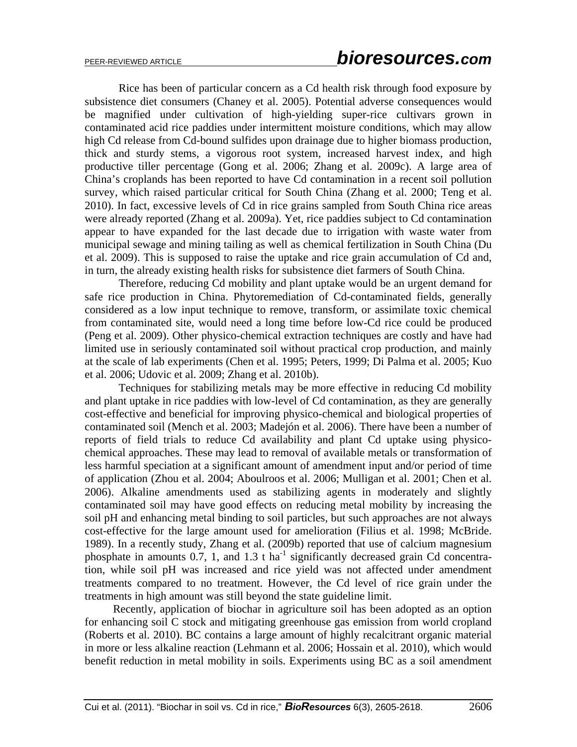Rice has been of particular concern as a Cd health risk through food exposure by subsistence diet consumers (Chaney et al. 2005). Potential adverse consequences would be magnified under cultivation of high-yielding super-rice cultivars grown in contaminated acid rice paddies under intermittent moisture conditions, which may allow high Cd release from Cd-bound sulfides upon drainage due to higher biomass production, thick and sturdy stems, a vigorous root system, increased harvest index, and high productive tiller percentage (Gong et al. 2006; Zhang et al. 2009c). A large area of China's croplands has been reported to have Cd contamination in a recent soil pollution survey, which raised particular critical for South China (Zhang et al. 2000; Teng et al. 2010). In fact, excessive levels of Cd in rice grains sampled from South China rice areas were already reported (Zhang et al. 2009a). Yet, rice paddies subject to Cd contamination appear to have expanded for the last decade due to irrigation with waste water from municipal sewage and mining tailing as well as chemical fertilization in South China (Du et al. 2009). This is supposed to raise the uptake and rice grain accumulation of Cd and, in turn, the already existing health risks for subsistence diet farmers of South China.

Therefore, reducing Cd mobility and plant uptake would be an urgent demand for safe rice production in China. Phytoremediation of Cd-contaminated fields, generally considered as a low input technique to remove, transform, or assimilate toxic chemical from contaminated site, would need a long time before low-Cd rice could be produced (Peng et al. 2009). Other physico-chemical extraction techniques are costly and have had limited use in seriously contaminated soil without practical crop production, and mainly at the scale of lab experiments (Chen et al. 1995; Peters, 1999; Di Palma et al. 2005; Kuo et al. 2006; Udovic et al. 2009; Zhang et al. 2010b).

Techniques for stabilizing metals may be more effective in reducing Cd mobility and plant uptake in rice paddies with low-level of Cd contamination, as they are generally cost-effective and beneficial for improving physico-chemical and biological properties of contaminated soil (Mench et al. 2003; Madejón et al. 2006). There have been a number of reports of field trials to reduce Cd availability and plant Cd uptake using physico-chemical approaches. These may lead to removal of available metals or transformation of less harmful speciation at a significant amount of amendment input and/or period of time of application (Zhou et al. 2004; Aboulroos et al. 2006; Mulligan et al. 2001; Chen et al. 2006). Alkaline amendments used as stabilizing agents in moderately and slightly contaminated soil may have good effects on reducing metal mobility by increasing the soil pH and enhancing metal binding to soil particles, but such approaches are not always cost-effective for the large amount used for amelioration (Filius et al. 1998; McBride. 1989). In a recently study, Zhang et al. (2009b) reported that use of calcium magnesium phosphate in amounts 0.7, 1, and 1.3 t $ha^{-1}$ significantly decreased grain Cd concentration, while soil pH was increased and rice yield was not affected under amendment treatments compared to no treatment. However, the Cd level of rice grain under the treatments in high amount was still beyond the state guideline limit.

Recently, application of biochar in agriculture soil has been adopted as an option for enhancing soil C stock and mitigating greenhouse gas emission from world cropland (Roberts et al. 2010). BC contains a large amount of highly recalcitrant organic material in more or less alkaline reaction (Lehmann et al. 2006; Hossain et al. 2010), which would benefit reduction in metal mobility in soils. Experiments using BC as a soil amendment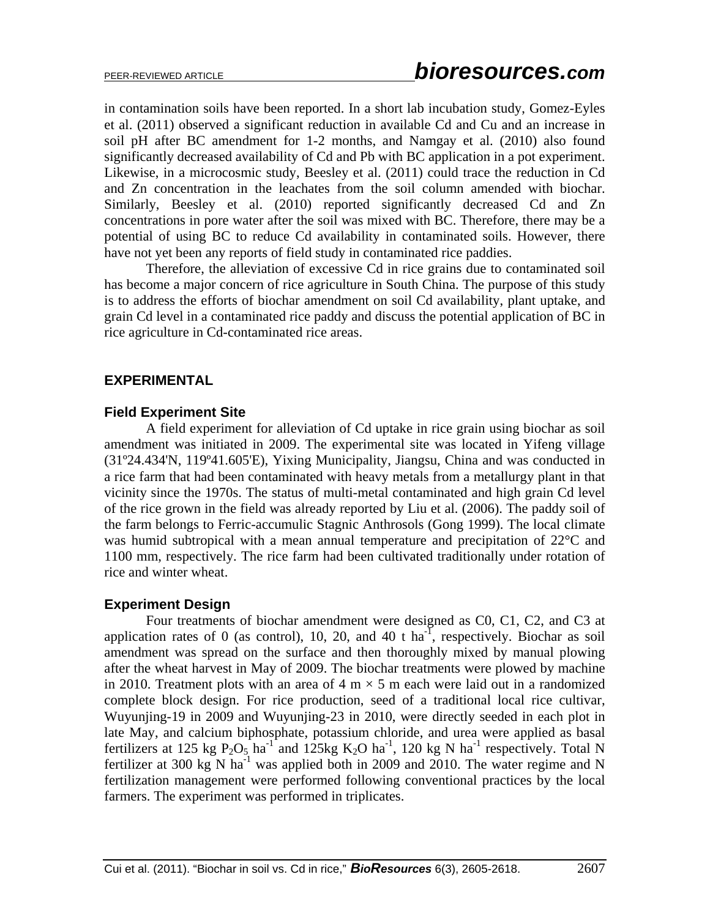in contamination soils have been reported. In a short lab incubation study, Gomez-Eyles et al. (2011) observed a significant reduction in available Cd and Cu and an increase in soil pH after BC amendment for 1-2 months, and Namgay et al. (2010) also found significantly decreased availability of Cd and Pb with BC application in a pot experiment. Likewise, in a microcosmic study, Beesley et al. (2011) could trace the reduction in Cd and Zn concentration in the leachates from the soil column amended with biochar. Similarly, Beesley et al. (2010) reported significantly decreased Cd and Zn concentrations in pore water after the soil was mixed with BC. Therefore, there may be a potential of using BC to reduce Cd availability in contaminated soils. However, there have not yet been any reports of field study in contaminated rice paddies.

Therefore, the alleviation of excessive Cd in rice grains due to contaminated soil has become a major concern of rice agriculture in South China. The purpose of this study is to address the efforts of biochar amendment on soil Cd availability, plant uptake, and grain Cd level in a contaminated rice paddy and discuss the potential application of BC in rice agriculture in Cd-contaminated rice areas.

## EXPERIMENTAL

### Field Experiment Site

A field experiment for alleviation of Cd uptake in rice grain using biochar as soil amendment was initiated in 2009. The experimental site was located in Yifeng village (31º24.434'N, 119º41.605'E), Yixing Municipality, Jiangsu, China and was conducted in a rice farm that had been contaminated with heavy metals from a metallurgy plant in that vicinity since the 1970s. The status of multi-metal contaminated and high grain Cd level of the rice grown in the field was already reported by Liu et al. (2006). The paddy soil of the farm belongs to Ferric-accumulic Stagnic Anthrosols (Gong 1999). The local climate was humid subtropical with a mean annual temperature and precipitation of 22°C and 1100 mm, respectively. The rice farm had been cultivated traditionally under rotation of rice and winter wheat.

### Experiment Design

Four treatments of biochar amendment were designed as C0, C1, C2, and C3 at application rates of 0 (as control), 10, 20, and 40 t $ha^{-1}$, respectively. Biochar as soil amendment was spread on the surface and then thoroughly mixed by manual plowing after the wheat harvest in May of 2009. The biochar treatments were plowed by machine in 2010. Treatment plots with an area of 4 m × 5 m each were laid out in a randomized complete block design. For rice production, seed of a traditional local rice cultivar, Wuyunjing-19 in 2009 and Wuyunjing-23 in 2010, were directly seeded in each plot in late May, and calcium biphosphate, potassium chloride, and urea were applied as basal fertilizers at 125 kg $P_2O_5$ $ha^{-1}$ and 125kg $K_2O$ $ha^{-1}$, 120 kg N $ha^{-1}$ respectively. Total N fertilizer at 300 kg N $ha^{-1}$ was applied both in 2009 and 2010. The water regime and N fertilization management were performed following conventional practices by the local farmers. The experiment was performed in triplicates.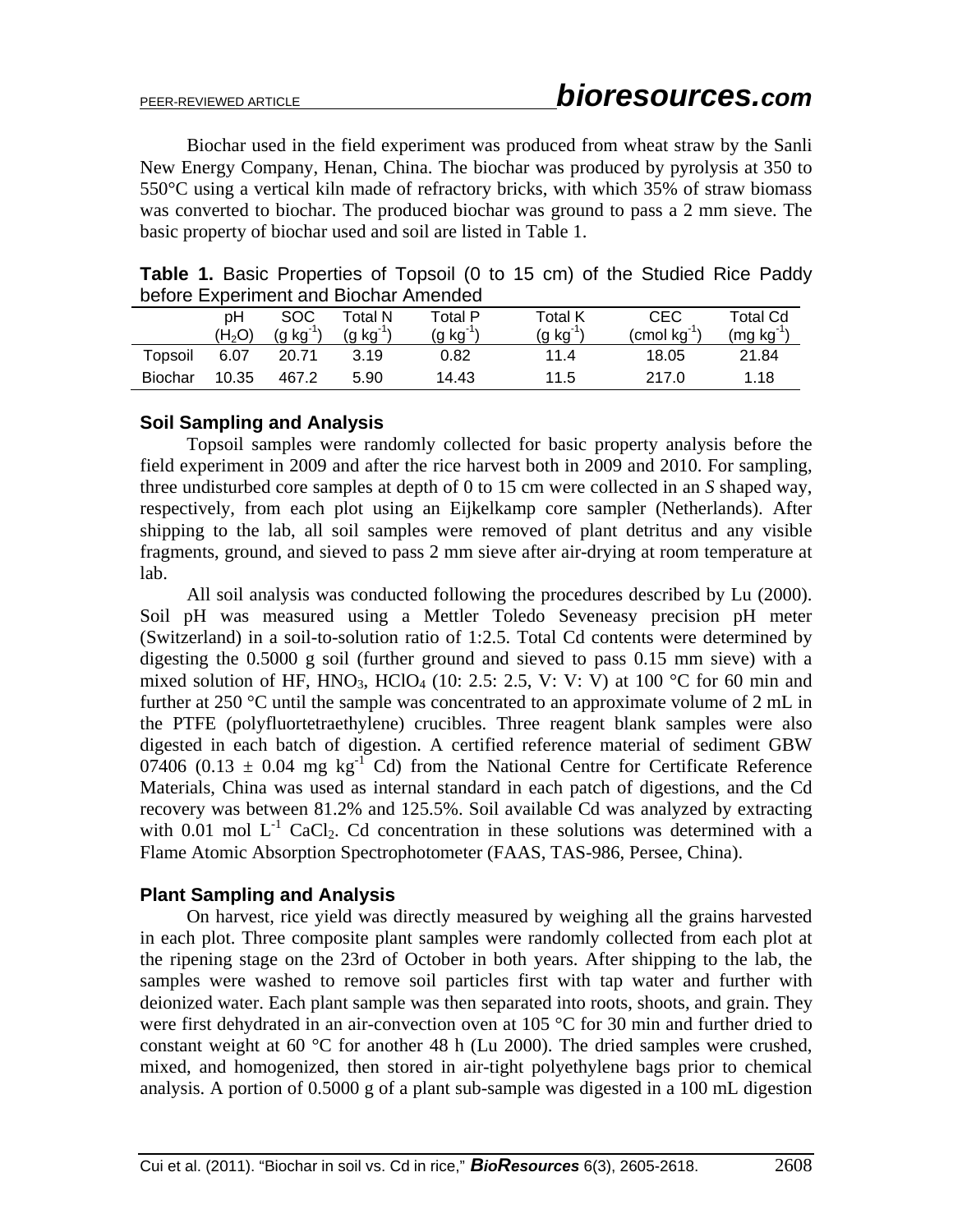Biochar used in the field experiment was produced from wheat straw by the Sanli New Energy Company, Henan, China. The biochar was produced by pyrolysis at 350 to 550°C using a vertical kiln made of refractory bricks, with which 35% of straw biomass was converted to biochar. The produced biochar was ground to pass a 2 mm sieve. The basic property of biochar used and soil are listed in Table 1.

**Table 1.** Basic Properties of Topsoil (0 to 15 cm) of the Studied Rice Paddy before Experiment and Biochar Amended

| | pH ($H_2O$) | SOC ($g\ kg^{-1}$) | Total N ($g\ kg^{-1}$) | Total P ($g\ kg^{-1}$) | Total K ($g\ kg^{-1}$) | CEC ($cmol\ kg^{-1}$) | Total Cd ($mg\ kg^{-1}$) |
|---|---|---|---|---|---|---|---|
| Topsoil | 6.07 | 20.71 | 3.19 | 0.82 | 11.4 | 18.05 | 21.84 |
| Biochar | 10.35 | 467.2 | 5.90 | 14.43 | 11.5 | 217.0 | 1.18 |

### Soil Sampling and Analysis

Topsoil samples were randomly collected for basic property analysis before the field experiment in 2009 and after the rice harvest both in 2009 and 2010. For sampling, three undisturbed core samples at depth of 0 to 15 cm were collected in an *S* shaped way, respectively, from each plot using an Eijkelkamp core sampler (Netherlands). After shipping to the lab, all soil samples were removed of plant detritus and any visible fragments, ground, and sieved to pass 2 mm sieve after air-drying at room temperature at lab.

All soil analysis was conducted following the procedures described by Lu (2000). Soil pH was measured using a Mettler Toledo Seveneasy precision pH meter (Switzerland) in a soil-to-solution ratio of 1:2.5. Total Cd contents were determined by digesting the 0.5000 g soil (further ground and sieved to pass 0.15 mm sieve) with a mixed solution of HF, $HNO_3$, $HClO_4$ (10: 2.5: 2.5, V: V: V) at 100 °C for 60 min and further at 250 °C until the sample was concentrated to an approximate volume of 2 mL in the PTFE (polyfluortetraethylene) crucibles. Three reagent blank samples were also digested in each batch of digestion. A certified reference material of sediment GBW 07406 ($0.13 \pm 0.04$ mg $kg^{-1}$ Cd) from the National Centre for Certificate Reference Materials, China was used as internal standard in each patch of digestions, and the Cd recovery was between 81.2% and 125.5%. Soil available Cd was analyzed by extracting with 0.01 mol $L^{-1}$ $CaCl_2$. Cd concentration in these solutions was determined with a Flame Atomic Absorption Spectrophotometer (FAAS, TAS-986, Persee, China).

### Plant Sampling and Analysis

On harvest, rice yield was directly measured by weighing all the grains harvested in each plot. Three composite plant samples were randomly collected from each plot at the ripening stage on the 23rd of October in both years. After shipping to the lab, the samples were washed to remove soil particles first with tap water and further with deionized water. Each plant sample was then separated into roots, shoots, and grain. They were first dehydrated in an air-convection oven at 105 °C for 30 min and further dried to constant weight at 60 °C for another 48 h (Lu 2000). The dried samples were crushed, mixed, and homogenized, then stored in air-tight polyethylene bags prior to chemical analysis. A portion of 0.5000 g of a plant sub-sample was digested in a 100 mL digestion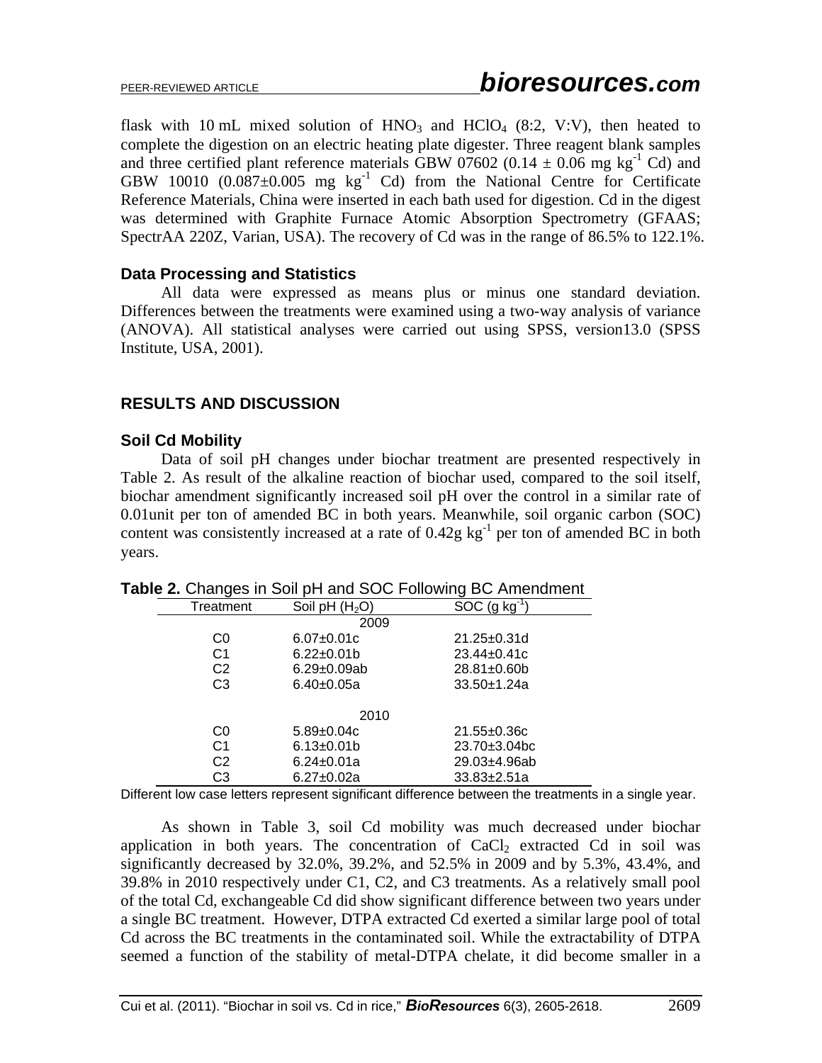flask with 10 mL mixed solution of $HNO_3$ and $HClO_4$ (8:2, V:V), then heated to complete the digestion on an electric heating plate digester. Three reagent blank samples and three certified plant reference materials GBW 07602 (0.14 ± 0.06 mg $kg^{-1}$ Cd) and GBW 10010 (0.087±0.005 mg $kg^{-1}$ Cd) from the National Centre for Certificate Reference Materials, China were inserted in each bath used for digestion. Cd in the digest was determined with Graphite Furnace Atomic Absorption Spectrometry (GFAAS; SpectrAA 220Z, Varian, USA). The recovery of Cd was in the range of 86.5% to 122.1%.

### Data Processing and Statistics

All data were expressed as means plus or minus one standard deviation. Differences between the treatments were examined using a two-way analysis of variance (ANOVA). All statistical analyses were carried out using SPSS, version13.0 (SPSS Institute, USA, 2001).

## RESULTS AND DISCUSSION

### Soil Cd Mobility

Data of soil pH changes under biochar treatment are presented respectively in Table 2. As result of the alkaline reaction of biochar used, compared to the soil itself, biochar amendment significantly increased soil pH over the control in a similar rate of 0.01unit per ton of amended BC in both years. Meanwhile, soil organic carbon (SOC) content was consistently increased at a rate of 0.42g $kg^{-1}$ per ton of amended BC in both years.

**Table 2.** Changes in Soil pH and SOC Following BC Amendment

| Treatment | Soil pH ($H_2O$) | SOC (g $kg^{-1}$) |
|---|---|---|
| | 2009 | |
| C0 | 6.07±0.01c | 21.25±0.31d |
| C1 | 6.22±0.01b | 23.44±0.41c |
| C2 | 6.29±0.09ab | 28.81±0.60b |
| C3 | 6.40±0.05a | 33.50±1.24a |
| | 2010 | |
| C0 | 5.89±0.04c | 21.55±0.36c |
| C1 | 6.13±0.01b | 23.70±3.04bc |
| C2 | 6.24±0.01a | 29.03±4.96ab |
| C3 | 6.27±0.02a | 33.83±2.51a |

Different low case letters represent significant difference between the treatments in a single year.

As shown in Table 3, soil Cd mobility was much decreased under biochar application in both years. The concentration of $CaCl_2$ extracted Cd in soil was significantly decreased by 32.0%, 39.2%, and 52.5% in 2009 and by 5.3%, 43.4%, and 39.8% in 2010 respectively under C1, C2, and C3 treatments. As a relatively small pool of the total Cd, exchangeable Cd did show significant difference between two years under a single BC treatment. However, DTPA extracted Cd exerted a similar large pool of total Cd across the BC treatments in the contaminated soil. While the extractability of DTPA seemed a function of the stability of metal-DTPA chelate, it did become smaller in a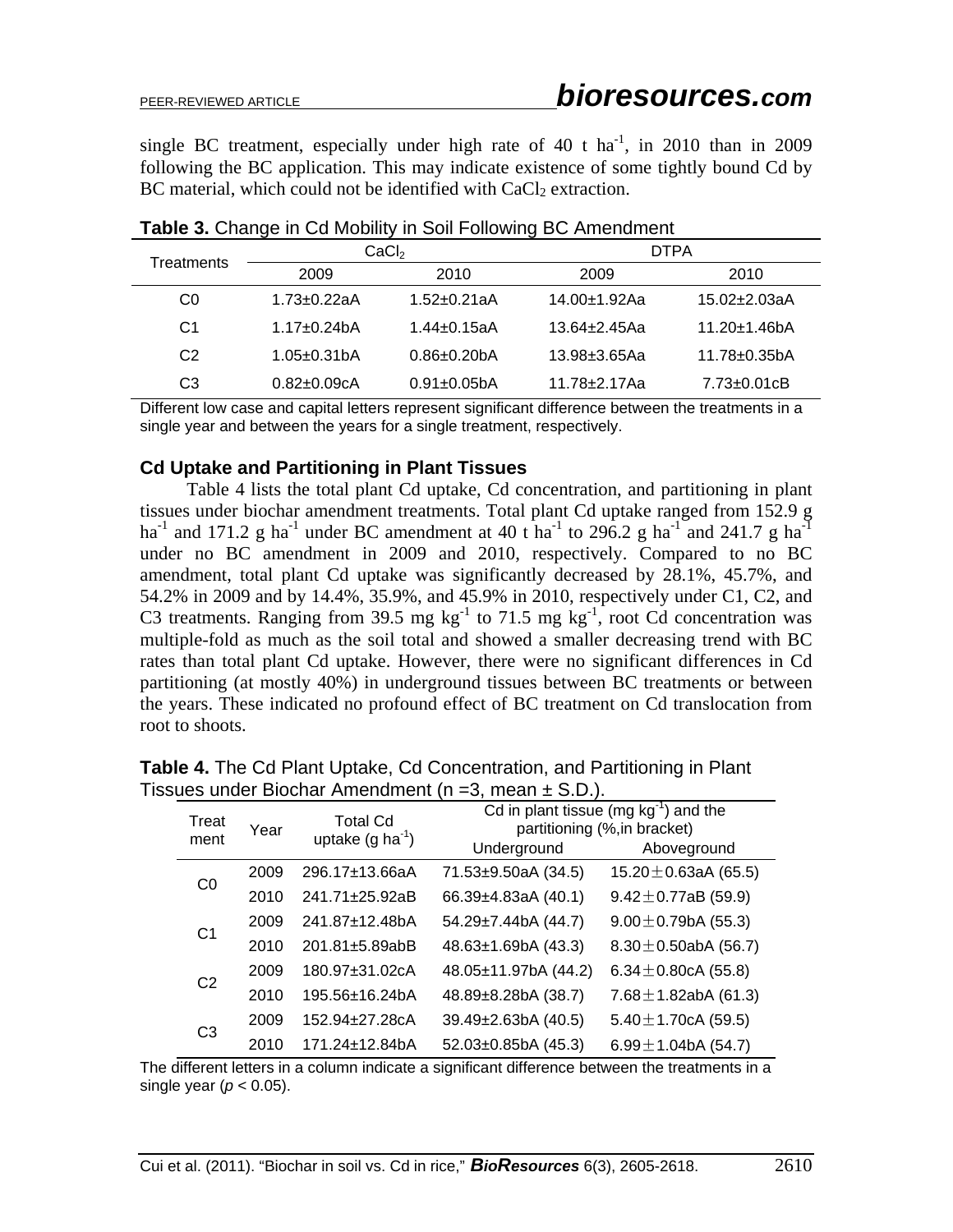single BC treatment, especially under high rate of 40 t ha$^{-1}$, in 2010 than in 2009 following the BC application. This may indicate existence of some tightly bound Cd by BC material, which could not be identified with $CaCl_2$ extraction.

**Table 3.** Change in Cd Mobility in Soil Following BC Amendment

| Treatments | $CaCl_2$ | | DTPA | |
|---|---|---|---|---|
| | 2009 | 2010 | 2009 | 2010 |
| C0 | 1.73±0.22aA | 1.52±0.21aA | 14.00±1.92Aa | 15.02±2.03aA |
| C1 | 1.17±0.24bA | 1.44±0.15aA | 13.64±2.45Aa | 11.20±1.46bA |
| C2 | 1.05±0.31bA | 0.86±0.20bA | 13.98±3.65Aa | 11.78±0.35bA |
| C3 | 0.82±0.09cA | 0.91±0.05bA | 11.78±2.17Aa | 7.73±0.01cB |

Different low case and capital letters represent significant difference between the treatments in a single year and between the years for a single treatment, respectively.

### Cd Uptake and Partitioning in Plant Tissues

Table 4 lists the total plant Cd uptake, Cd concentration, and partitioning in plant tissues under biochar amendment treatments. Total plant Cd uptake ranged from 152.9 g ha$^{-1}$ and 171.2 g ha$^{-1}$ under BC amendment at 40 t ha$^{-1}$ to 296.2 g ha$^{-1}$ and 241.7 g ha$^{-1}$ under no BC amendment in 2009 and 2010, respectively. Compared to no BC amendment, total plant Cd uptake was significantly decreased by 28.1%, 45.7%, and 54.2% in 2009 and by 14.4%, 35.9%, and 45.9% in 2010, respectively under C1, C2, and C3 treatments. Ranging from 39.5 mg kg$^{-1}$ to 71.5 mg kg$^{-1}$, root Cd concentration was multiple-fold as much as the soil total and showed a smaller decreasing trend with BC rates than total plant Cd uptake. However, there were no significant differences in Cd partitioning (at mostly 40%) in underground tissues between BC treatments or between the years. These indicated no profound effect of BC treatment on Cd translocation from root to shoots.

**Table 4.** The Cd Plant Uptake, Cd Concentration, and Partitioning in Plant Tissues under Biochar Amendment (n =3, mean ± S.D.).

| Treatment | Year | Total Cd uptake (g ha$^{-1}$) | Cd in plant tissue (mg kg$^{-1}$) and the partitioning (%,in bracket) | |
|---|---|---|---|---|
| | | | Underground | Aboveground |
| C0 | 2009 | 296.17±13.66aA | 71.53±9.50aA (34.5) | 15.20±0.63aA (65.5) |
| | 2010 | 241.71±25.92aB | 66.39±4.83aA (40.1) | 9.42±0.77aB (59.9) |
| C1 | 2009 | 241.87±12.48bA | 54.29±7.44bA (44.7) | 9.00±0.79bA (55.3) |
| | 2010 | 201.81±5.89abB | 48.63±1.69bA (43.3) | 8.30±0.50abA (56.7) |
| C2 | 2009 | 180.97±31.02cA | 48.05±11.97bA (44.2) | 6.34±0.80cA (55.8) |
| | 2010 | 195.56±16.24bA | 48.89±8.28bA (38.7) | 7.68±1.82abA (61.3) |
| C3 | 2009 | 152.94±27.28cA | 39.49±2.63bA (40.5) | 5.40±1.70cA (59.5) |
| | 2010 | 171.24±12.84bA | 52.03±0.85bA (45.3) | 6.99±1.04bA (54.7) |

The different letters in a column indicate a significant difference between the treatments in a single year ($p < 0.05$).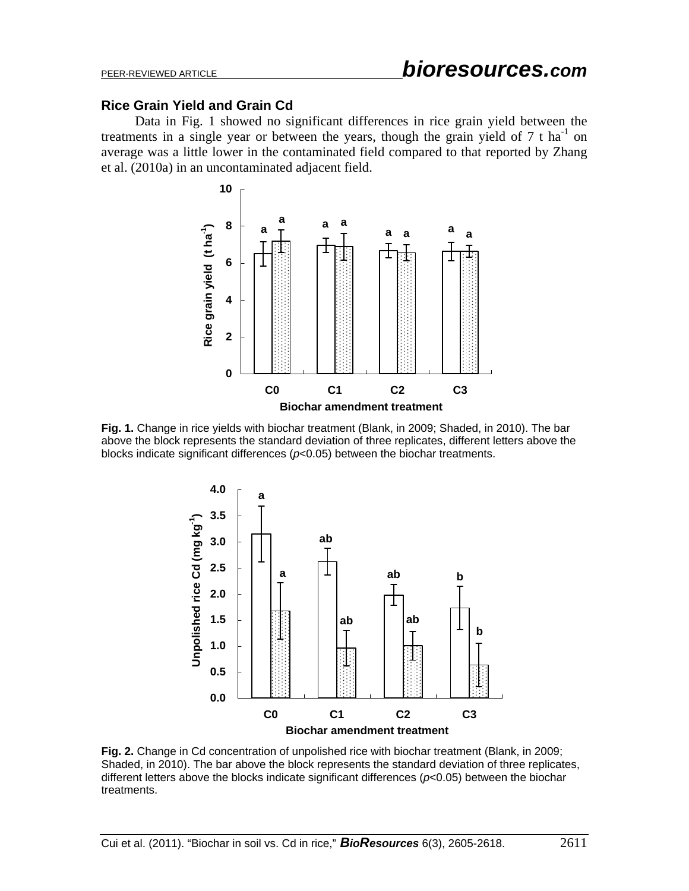### Rice Grain Yield and Grain Cd

Data in Fig. 1 showed no significant differences in rice grain yield between the treatments in a single year or between the years, though the grain yield of 7 t $ha^{-1}$ on average was a little lower in the contaminated field compared to that reported by Zhang et al. (2010a) in an uncontaminated adjacent field.

**Fig. 1.** Change in rice yields with biochar treatment (Blank, in 2009; Shaded, in 2010). The bar above the block represents the standard deviation of three replicates, different letters above the blocks indicate significant differences ($p$<0.05) between the biochar treatments.

**Fig. 2.** Change in Cd concentration of unpolished rice with biochar treatment (Blank, in 2009; Shaded, in 2010). The bar above the block represents the standard deviation of three replicates, different letters above the blocks indicate significant differences ($p$<0.05) between the biochar treatments.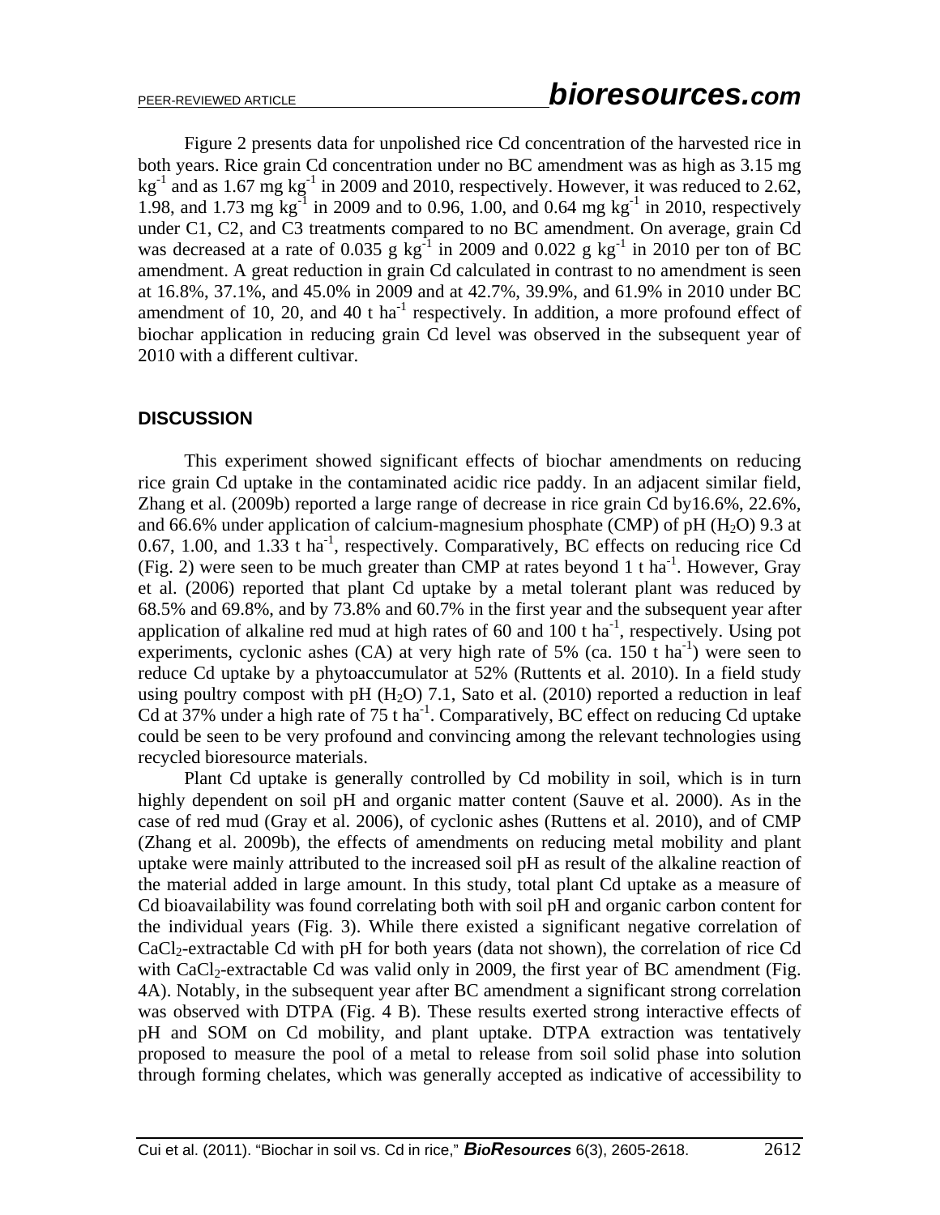Figure 2 presents data for unpolished rice Cd concentration of the harvested rice in both years. Rice grain Cd concentration under no BC amendment was as high as 3.15 mg $kg^{-1}$ and as 1.67 mg $kg^{-1}$ in 2009 and 2010, respectively. However, it was reduced to 2.62, 1.98, and 1.73 mg $kg^{-1}$ in 2009 and to 0.96, 1.00, and 0.64 mg $kg^{-1}$ in 2010, respectively under C1, C2, and C3 treatments compared to no BC amendment. On average, grain Cd was decreased at a rate of 0.035 g $kg^{-1}$ in 2009 and 0.022 g $kg^{-1}$ in 2010 per ton of BC amendment. A great reduction in grain Cd calculated in contrast to no amendment is seen at 16.8%, 37.1%, and 45.0% in 2009 and at 42.7%, 39.9%, and 61.9% in 2010 under BC amendment of 10, 20, and 40 t $ha^{-1}$ respectively. In addition, a more profound effect of biochar application in reducing grain Cd level was observed in the subsequent year of 2010 with a different cultivar.

## DISCUSSION

This experiment showed significant effects of biochar amendments on reducing rice grain Cd uptake in the contaminated acidic rice paddy. In an adjacent similar field, Zhang et al. (2009b) reported a large range of decrease in rice grain Cd by16.6%, 22.6%, and 66.6% under application of calcium-magnesium phosphate (CMP) of pH ($H_2O$) 9.3 at 0.67, 1.00, and 1.33 t $ha^{-1}$, respectively. Comparatively, BC effects on reducing rice Cd (Fig. 2) were seen to be much greater than CMP at rates beyond 1 t $ha^{-1}$. However, Gray et al. (2006) reported that plant Cd uptake by a metal tolerant plant was reduced by 68.5% and 69.8%, and by 73.8% and 60.7% in the first year and the subsequent year after application of alkaline red mud at high rates of 60 and 100 t $ha^{-1}$, respectively. Using pot experiments, cyclonic ashes (CA) at very high rate of 5% (ca. 150 t $ha^{-1}$) were seen to reduce Cd uptake by a phytoaccumulator at 52% (Ruttents et al. 2010). In a field study using poultry compost with pH ($H_2O$) 7.1, Sato et al. (2010) reported a reduction in leaf Cd at 37% under a high rate of 75 t $ha^{-1}$. Comparatively, BC effect on reducing Cd uptake could be seen to be very profound and convincing among the relevant technologies using recycled bioresource materials.

Plant Cd uptake is generally controlled by Cd mobility in soil, which is in turn highly dependent on soil pH and organic matter content (Sauve et al. 2000). As in the case of red mud (Gray et al. 2006), of cyclonic ashes (Ruttens et al. 2010), and of CMP (Zhang et al. 2009b), the effects of amendments on reducing metal mobility and plant uptake were mainly attributed to the increased soil pH as result of the alkaline reaction of the material added in large amount. In this study, total plant Cd uptake as a measure of Cd bioavailability was found correlating both with soil pH and organic carbon content for the individual years (Fig. 3). While there existed a significant negative correlation of $CaCl_2$-extractable Cd with pH for both years (data not shown), the correlation of rice Cd with $CaCl_2$-extractable Cd was valid only in 2009, the first year of BC amendment (Fig. 4A). Notably, in the subsequent year after BC amendment a significant strong correlation was observed with DTPA (Fig. 4 B). These results exerted strong interactive effects of pH and SOM on Cd mobility, and plant uptake. DTPA extraction was tentatively proposed to measure the pool of a metal to release from soil solid phase into solution through forming chelates, which was generally accepted as indicative of accessibility to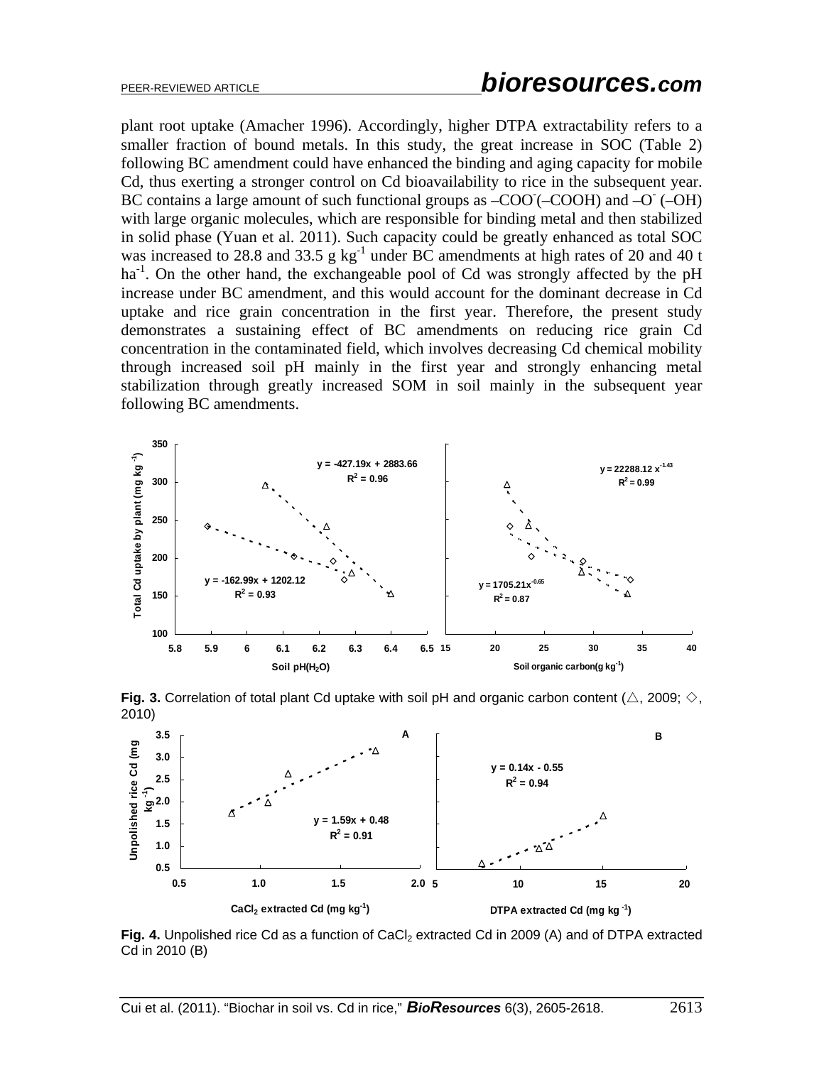plant root uptake (Amacher 1996). Accordingly, higher DTPA extractability refers to a smaller fraction of bound metals. In this study, the great increase in SOC (Table 2) following BC amendment could have enhanced the binding and aging capacity for mobile Cd, thus exerting a stronger control on Cd bioavailability to rice in the subsequent year. BC contains a large amount of such functional groups as $–COO^-$($–COOH$) and $–O^-$ ($–OH$) with large organic molecules, which are responsible for binding metal and then stabilized in solid phase (Yuan et al. 2011). Such capacity could be greatly enhanced as total SOC was increased to 28.8 and 33.5 g $kg^{-1}$ under BC amendments at high rates of 20 and 40 t $ha^{-1}$. On the other hand, the exchangeable pool of Cd was strongly affected by the pH increase under BC amendment, and this would account for the dominant decrease in Cd uptake and rice grain concentration in the first year. Therefore, the present study demonstrates a sustaining effect of BC amendments on reducing rice grain Cd concentration in the contaminated field, which involves decreasing Cd chemical mobility through increased soil pH mainly in the first year and strongly enhancing metal stabilization through greatly increased SOM in soil mainly in the subsequent year following BC amendments.

**Fig. 3.** Correlation of total plant Cd uptake with soil pH and organic carbon content (△, 2009; ◇, 2010)

**Fig. 4.** Unpolished rice Cd as a function of $CaCl_2$ extracted Cd in 2009 (A) and of DTPA extracted Cd in 2010 (B)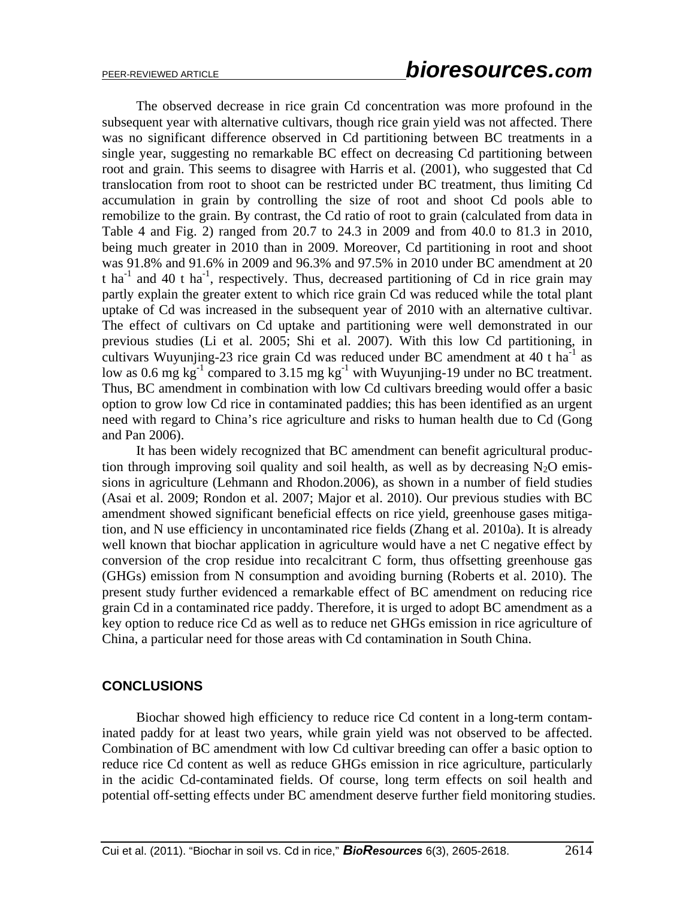The observed decrease in rice grain Cd concentration was more profound in the subsequent year with alternative cultivars, though rice grain yield was not affected. There was no significant difference observed in Cd partitioning between BC treatments in a single year, suggesting no remarkable BC effect on decreasing Cd partitioning between root and grain. This seems to disagree with Harris et al. (2001), who suggested that Cd translocation from root to shoot can be restricted under BC treatment, thus limiting Cd accumulation in grain by controlling the size of root and shoot Cd pools able to remobilize to the grain. By contrast, the Cd ratio of root to grain (calculated from data in Table 4 and Fig. 2) ranged from 20.7 to 24.3 in 2009 and from 40.0 to 81.3 in 2010, being much greater in 2010 than in 2009. Moreover, Cd partitioning in root and shoot was 91.8% and 91.6% in 2009 and 96.3% and 97.5% in 2010 under BC amendment at 20 t $ha^{-1}$ and 40 t $ha^{-1}$, respectively. Thus, decreased partitioning of Cd in rice grain may partly explain the greater extent to which rice grain Cd was reduced while the total plant uptake of Cd was increased in the subsequent year of 2010 with an alternative cultivar. The effect of cultivars on Cd uptake and partitioning were well demonstrated in our previous studies (Li et al. 2005; Shi et al. 2007). With this low Cd partitioning, in cultivars Wuyunjing-23 rice grain Cd was reduced under BC amendment at 40 t $ha^{-1}$ as low as 0.6 mg $kg^{-1}$ compared to 3.15 mg $kg^{-1}$ with Wuyunjing-19 under no BC treatment. Thus, BC amendment in combination with low Cd cultivars breeding would offer a basic option to grow low Cd rice in contaminated paddies; this has been identified as an urgent need with regard to China's rice agriculture and risks to human health due to Cd (Gong and Pan 2006).

It has been widely recognized that BC amendment can benefit agricultural production through improving soil quality and soil health, as well as by decreasing $N_2O$ emissions in agriculture (Lehmann and Rhodon.2006), as shown in a number of field studies (Asai et al. 2009; Rondon et al. 2007; Major et al. 2010). Our previous studies with BC amendment showed significant beneficial effects on rice yield, greenhouse gases mitigation, and N use efficiency in uncontaminated rice fields (Zhang et al. 2010a). It is already well known that biochar application in agriculture would have a net C negative effect by conversion of the crop residue into recalcitrant C form, thus offsetting greenhouse gas (GHGs) emission from N consumption and avoiding burning (Roberts et al. 2010). The present study further evidenced a remarkable effect of BC amendment on reducing rice grain Cd in a contaminated rice paddy. Therefore, it is urged to adopt BC amendment as a key option to reduce rice Cd as well as to reduce net GHGs emission in rice agriculture of China, a particular need for those areas with Cd contamination in South China.

## CONCLUSIONS

Biochar showed high efficiency to reduce rice Cd content in a long-term contaminated paddy for at least two years, while grain yield was not observed to be affected. Combination of BC amendment with low Cd cultivar breeding can offer a basic option to reduce rice Cd content as well as reduce GHGs emission in rice agriculture, particularly in the acidic Cd-contaminated fields. Of course, long term effects on soil health and potential off-setting effects under BC amendment deserve further field monitoring studies.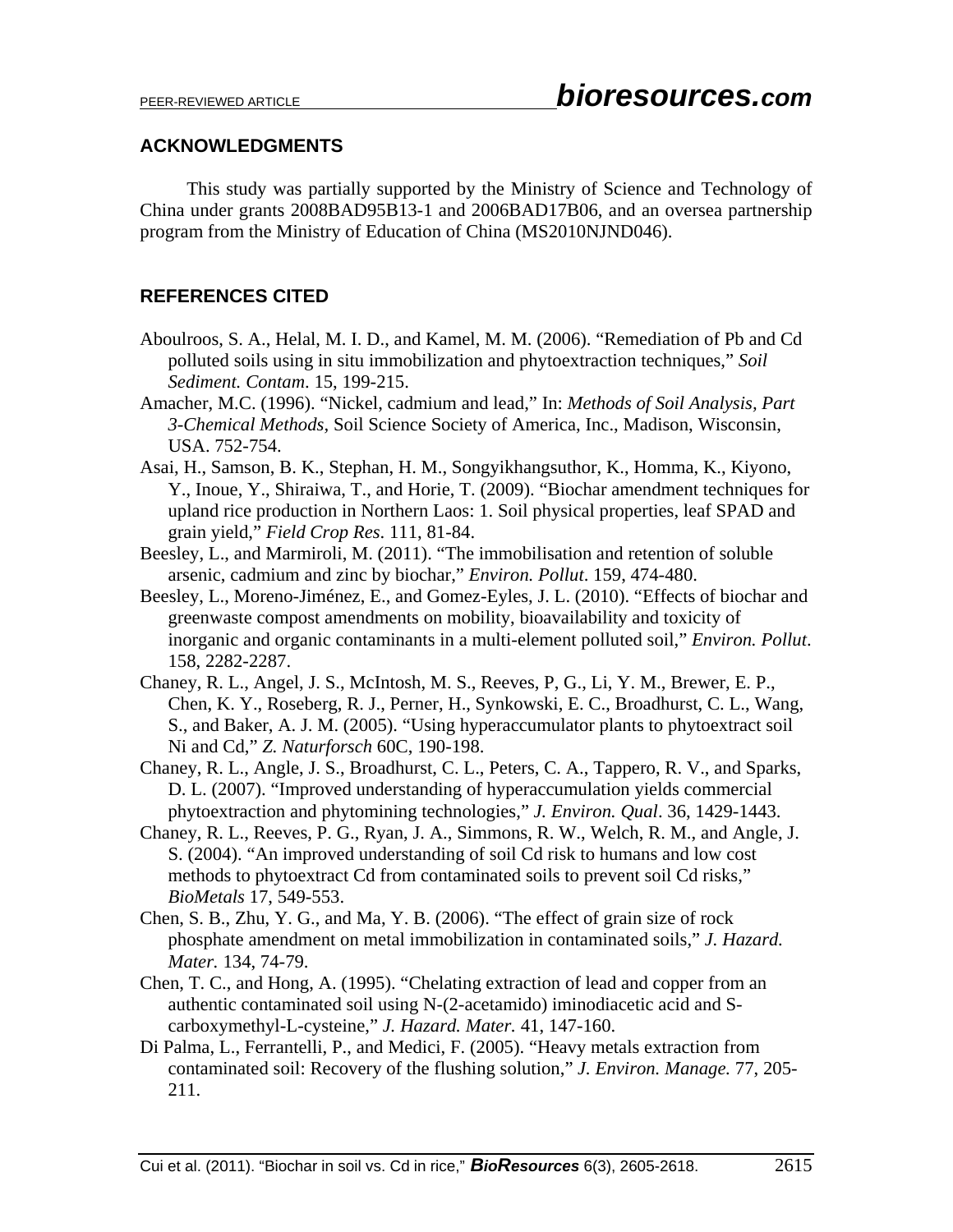## ACKNOWLEDGMENTS

This study was partially supported by the Ministry of Science and Technology of China under grants 2008BAD95B13-1 and 2006BAD17B06, and an oversea partnership program from the Ministry of Education of China (MS2010NJND046).

## REFERENCES CITED

Aboulroos, S. A., Helal, M. I. D., and Kamel, M. M. (2006). "Remediation of Pb and Cd polluted soils using in situ immobilization and phytoextraction techniques," *Soil Sediment. Contam*. 15, 199-215.

Amacher, M.C. (1996). "Nickel, cadmium and lead," In: *Methods of Soil Analysis, Part 3-Chemical Methods*, Soil Science Society of America, Inc., Madison, Wisconsin, USA. 752-754.

Asai, H., Samson, B. K., Stephan, H. M., Songyikhangsuthor, K., Homma, K., Kiyono, Y., Inoue, Y., Shiraiwa, T., and Horie, T. (2009). "Biochar amendment techniques for upland rice production in Northern Laos: 1. Soil physical properties, leaf SPAD and grain yield," *Field Crop Res*. 111, 81-84.

Beesley, L., and Marmiroli, M. (2011). "The immobilisation and retention of soluble arsenic, cadmium and zinc by biochar," *Environ. Pollut*. 159, 474-480.

Beesley, L., Moreno-Jiménez, E., and Gomez-Eyles, J. L. (2010). "Effects of biochar and greenwaste compost amendments on mobility, bioavailability and toxicity of inorganic and organic contaminants in a multi-element polluted soil," *Environ. Pollut*. 158, 2282-2287.

Chaney, R. L., Angel, J. S., McIntosh, M. S., Reeves, P, G., Li, Y. M., Brewer, E. P., Chen, K. Y., Roseberg, R. J., Perner, H., Synkowski, E. C., Broadhurst, C. L., Wang, S., and Baker, A. J. M. (2005). "Using hyperaccumulator plants to phytoextract soil Ni and Cd," *Z. Naturforsch* 60C, 190-198.

Chaney, R. L., Angle, J. S., Broadhurst, C. L., Peters, C. A., Tappero, R. V., and Sparks, D. L. (2007). "Improved understanding of hyperaccumulation yields commercial phytoextraction and phytomining technologies," *J. Environ. Qual*. 36, 1429-1443.

Chaney, R. L., Reeves, P. G., Ryan, J. A., Simmons, R. W., Welch, R. M., and Angle, J. S. (2004). "An improved understanding of soil Cd risk to humans and low cost methods to phytoextract Cd from contaminated soils to prevent soil Cd risks," *BioMetals* 17, 549-553.

Chen, S. B., Zhu, Y. G., and Ma, Y. B. (2006). "The effect of grain size of rock phosphate amendment on metal immobilization in contaminated soils," *J. Hazard. Mater.* 134, 74-79.

Chen, T. C., and Hong, A. (1995). "Chelating extraction of lead and copper from an authentic contaminated soil using N-(2-acetamido) iminodiacetic acid and S-carboxymethyl-L-cysteine," *J. Hazard. Mater.* 41, 147-160.

Di Palma, L., Ferrantelli, P., and Medici, F. (2005). "Heavy metals extraction from contaminated soil: Recovery of the flushing solution," *J. Environ. Manage.* 77, 205-211.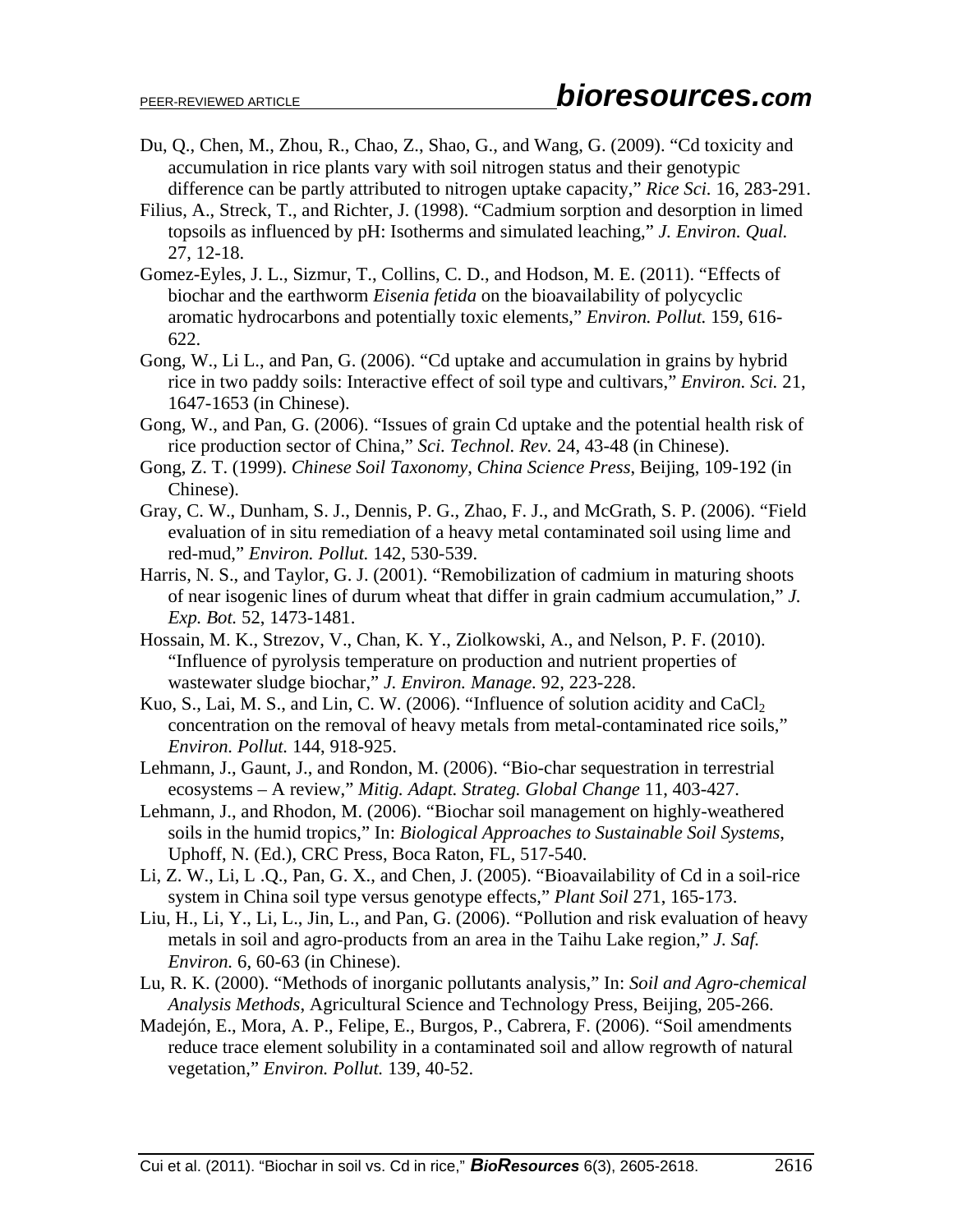Du, Q., Chen, M., Zhou, R., Chao, Z., Shao, G., and Wang, G. (2009). "Cd toxicity and accumulation in rice plants vary with soil nitrogen status and their genotypic difference can be partly attributed to nitrogen uptake capacity," *Rice Sci.* 16, 283-291.

Filius, A., Streck, T., and Richter, J. (1998). "Cadmium sorption and desorption in limed topsoils as influenced by pH: Isotherms and simulated leaching," *J. Environ. Qual.* 27, 12-18.

Gomez-Eyles, J. L., Sizmur, T., Collins, C. D., and Hodson, M. E. (2011). "Effects of biochar and the earthworm *Eisenia fetida* on the bioavailability of polycyclic aromatic hydrocarbons and potentially toxic elements," *Environ. Pollut.* 159, 616-622.

Gong, W., Li L., and Pan, G. (2006). "Cd uptake and accumulation in grains by hybrid rice in two paddy soils: Interactive effect of soil type and cultivars," *Environ. Sci.* 21, 1647-1653 (in Chinese).

Gong, W., and Pan, G. (2006). "Issues of grain Cd uptake and the potential health risk of rice production sector of China," *Sci. Technol. Rev.* 24, 43-48 (in Chinese).

Gong, Z. T. (1999). *Chinese Soil Taxonomy*, *China Science Press*, Beijing, 109-192 (in Chinese).

Gray, C. W., Dunham, S. J., Dennis, P. G., Zhao, F. J., and McGrath, S. P. (2006). "Field evaluation of in situ remediation of a heavy metal contaminated soil using lime and red-mud," *Environ. Pollut.* 142, 530-539.

Harris, N. S., and Taylor, G. J. (2001). "Remobilization of cadmium in maturing shoots of near isogenic lines of durum wheat that differ in grain cadmium accumulation," *J. Exp. Bot.* 52, 1473-1481.

Hossain, M. K., Strezov, V., Chan, K. Y., Ziolkowski, A., and Nelson, P. F. (2010). "Influence of pyrolysis temperature on production and nutrient properties of wastewater sludge biochar," *J. Environ. Manage.* 92, 223-228.

Kuo, S., Lai, M. S., and Lin, C. W. (2006). "Influence of solution acidity and $CaCl_2$ concentration on the removal of heavy metals from metal-contaminated rice soils," *Environ. Pollut.* 144, 918-925.

Lehmann, J., Gaunt, J., and Rondon, M. (2006). "Bio-char sequestration in terrestrial ecosystems – A review," *Mitig. Adapt. Strateg. Global Change* 11, 403-427.

Lehmann, J., and Rhodon, M. (2006). "Biochar soil management on highly-weathered soils in the humid tropics," In: *Biological Approaches to Sustainable Soil Systems*, Uphoff, N. (Ed.), CRC Press, Boca Raton, FL, 517-540.

Li, Z. W., Li, L .Q., Pan, G. X., and Chen, J. (2005). "Bioavailability of Cd in a soil-rice system in China soil type versus genotype effects," *Plant Soil* 271, 165-173.

Liu, H., Li, Y., Li, L., Jin, L., and Pan, G. (2006). "Pollution and risk evaluation of heavy metals in soil and agro-products from an area in the Taihu Lake region," *J. Saf. Environ.* 6, 60-63 (in Chinese).

Lu, R. K. (2000). "Methods of inorganic pollutants analysis," In: *Soil and Agro-chemical Analysis Methods*, Agricultural Science and Technology Press, Beijing, 205-266.

Madejón, E., Mora, A. P., Felipe, E., Burgos, P., Cabrera, F. (2006). "Soil amendments reduce trace element solubility in a contaminated soil and allow regrowth of natural vegetation," *Environ. Pollut.* 139, 40-52.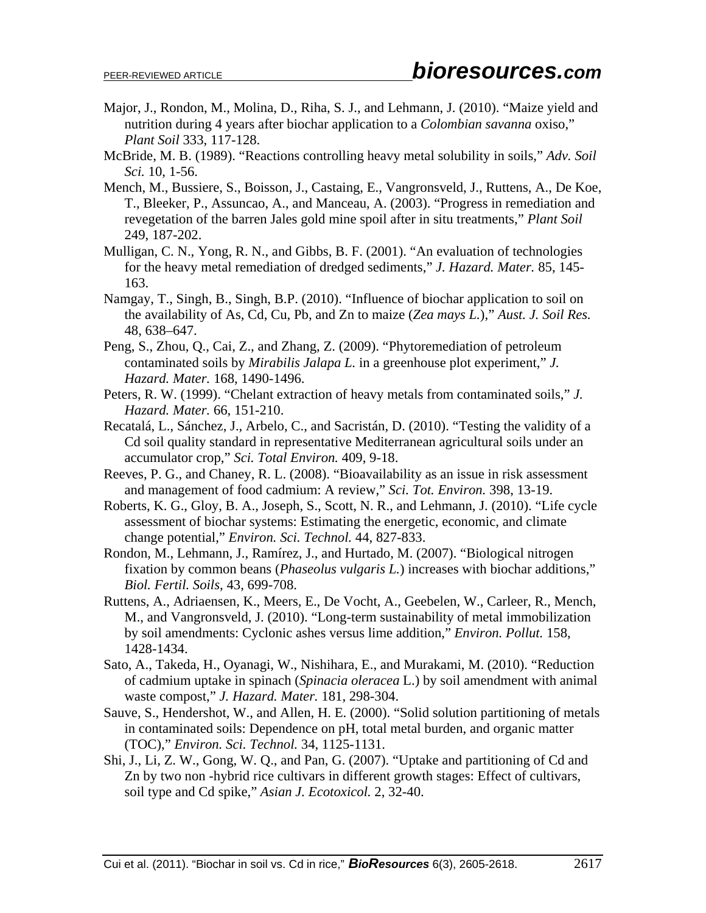Major, J., Rondon, M., Molina, D., Riha, S. J., and Lehmann, J. (2010). "Maize yield and nutrition during 4 years after biochar application to a *Colombian savanna* oxiso," *Plant Soil* 333, 117-128.

McBride, M. B. (1989). "Reactions controlling heavy metal solubility in soils," *Adv. Soil Sci.* 10, 1-56.

Mench, M., Bussiere, S., Boisson, J., Castaing, E., Vangronsveld, J., Ruttens, A., De Koe, T., Bleeker, P., Assuncao, A., and Manceau, A. (2003). "Progress in remediation and revegetation of the barren Jales gold mine spoil after in situ treatments," *Plant Soil* 249, 187-202.

Mulligan, C. N., Yong, R. N., and Gibbs, B. F. (2001). "An evaluation of technologies for the heavy metal remediation of dredged sediments," *J. Hazard. Mater.* 85, 145-163.

Namgay, T., Singh, B., Singh, B.P. (2010). "Influence of biochar application to soil on the availability of As, Cd, Cu, Pb, and Zn to maize (*Zea mays L.*)," *Aust. J. Soil Res.* 48, 638–647.

Peng, S., Zhou, Q., Cai, Z., and Zhang, Z. (2009). "Phytoremediation of petroleum contaminated soils by *Mirabilis Jalapa L.* in a greenhouse plot experiment," *J. Hazard. Mater.* 168, 1490-1496.

Peters, R. W. (1999). "Chelant extraction of heavy metals from contaminated soils," *J. Hazard. Mater.* 66, 151-210.

Recatalá, L., Sánchez, J., Arbelo, C., and Sacristán, D. (2010). "Testing the validity of a Cd soil quality standard in representative Mediterranean agricultural soils under an accumulator crop," *Sci. Total Environ.* 409, 9-18.

Reeves, P. G., and Chaney, R. L. (2008). "Bioavailability as an issue in risk assessment and management of food cadmium: A review," *Sci. Tot. Environ.* 398, 13-19.

Roberts, K. G., Gloy, B. A., Joseph, S., Scott, N. R., and Lehmann, J. (2010). "Life cycle assessment of biochar systems: Estimating the energetic, economic, and climate change potential," *Environ. Sci. Technol.* 44, 827-833.

Rondon, M., Lehmann, J., Ramírez, J., and Hurtado, M. (2007). "Biological nitrogen fixation by common beans (*Phaseolus vulgaris L.*) increases with biochar additions," *Biol. Fertil. Soils*, 43, 699-708.

Ruttens, A., Adriaensen, K., Meers, E., De Vocht, A., Geebelen, W., Carleer, R., Mench, M., and Vangronsveld, J. (2010). "Long-term sustainability of metal immobilization by soil amendments: Cyclonic ashes versus lime addition," *Environ. Pollut.* 158, 1428-1434.

Sato, A., Takeda, H., Oyanagi, W., Nishihara, E., and Murakami, M. (2010). "Reduction of cadmium uptake in spinach (*Spinacia oleracea* L.) by soil amendment with animal waste compost," *J. Hazard. Mater.* 181, 298-304.

Sauve, S., Hendershot, W., and Allen, H. E. (2000). "Solid solution partitioning of metals in contaminated soils: Dependence on pH, total metal burden, and organic matter (TOC)," *Environ. Sci. Technol.* 34, 1125-1131.

Shi, J., Li, Z. W., Gong, W. Q., and Pan, G. (2007). "Uptake and partitioning of Cd and Zn by two non -hybrid rice cultivars in different growth stages: Effect of cultivars, soil type and Cd spike," *Asian J. Ecotoxicol.* 2, 32-40.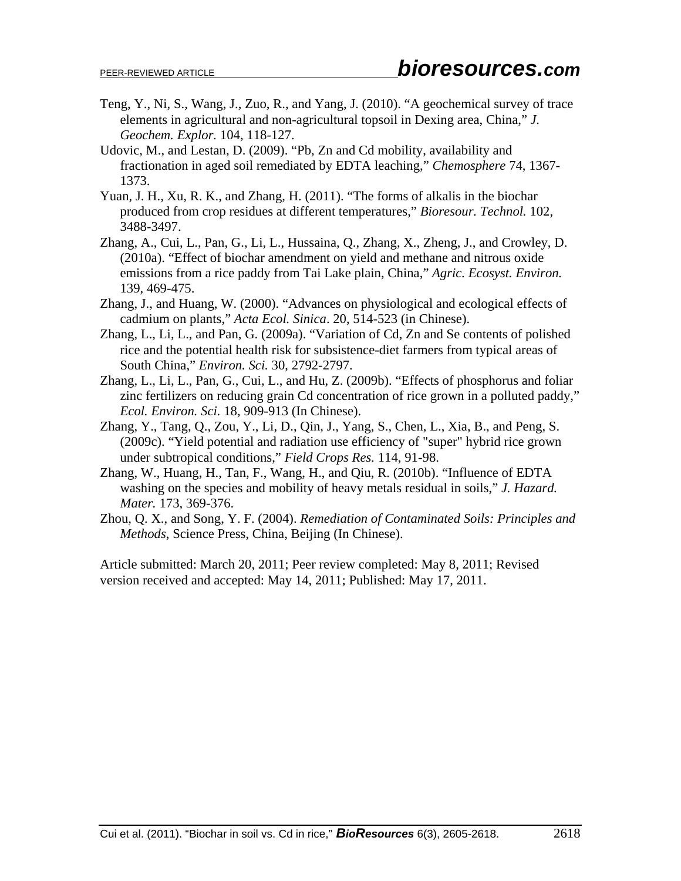Teng, Y., Ni, S., Wang, J., Zuo, R., and Yang, J. (2010). "A geochemical survey of trace elements in agricultural and non-agricultural topsoil in Dexing area, China," *J. Geochem. Explor.* 104, 118-127.

Udovic, M., and Lestan, D. (2009). "Pb, Zn and Cd mobility, availability and fractionation in aged soil remediated by EDTA leaching," *Chemosphere* 74, 1367-1373.

Yuan, J. H., Xu, R. K., and Zhang, H. (2011). "The forms of alkalis in the biochar produced from crop residues at different temperatures," *Bioresour. Technol.* 102, 3488-3497.

Zhang, A., Cui, L., Pan, G., Li, L., Hussaina, Q., Zhang, X., Zheng, J., and Crowley, D. (2010a). "Effect of biochar amendment on yield and methane and nitrous oxide emissions from a rice paddy from Tai Lake plain, China," *Agric. Ecosyst. Environ.* 139, 469-475.

Zhang, J., and Huang, W. (2000). "Advances on physiological and ecological effects of cadmium on plants," *Acta Ecol. Sinica*. 20, 514-523 (in Chinese).

Zhang, L., Li, L., and Pan, G. (2009a). "Variation of Cd, Zn and Se contents of polished rice and the potential health risk for subsistence-diet farmers from typical areas of South China," *Environ. Sci.* 30, 2792-2797.

Zhang, L., Li, L., Pan, G., Cui, L., and Hu, Z. (2009b). "Effects of phosphorus and foliar zinc fertilizers on reducing grain Cd concentration of rice grown in a polluted paddy," *Ecol. Environ. Sci.* 18, 909-913 (In Chinese).

Zhang, Y., Tang, Q., Zou, Y., Li, D., Qin, J., Yang, S., Chen, L., Xia, B., and Peng, S. (2009c). "Yield potential and radiation use efficiency of "super" hybrid rice grown under subtropical conditions," *Field Crops Res.* 114, 91-98.

Zhang, W., Huang, H., Tan, F., Wang, H., and Qiu, R. (2010b). "Influence of EDTA washing on the species and mobility of heavy metals residual in soils," *J. Hazard. Mater.* 173, 369-376.

Zhou, Q. X., and Song, Y. F. (2004). *Remediation of Contaminated Soils: Principles and Methods*, Science Press, China, Beijing (In Chinese).

Article submitted: March 20, 2011; Peer review completed: May 8, 2011; Revised version received and accepted: May 14, 2011; Published: May 17, 2011.